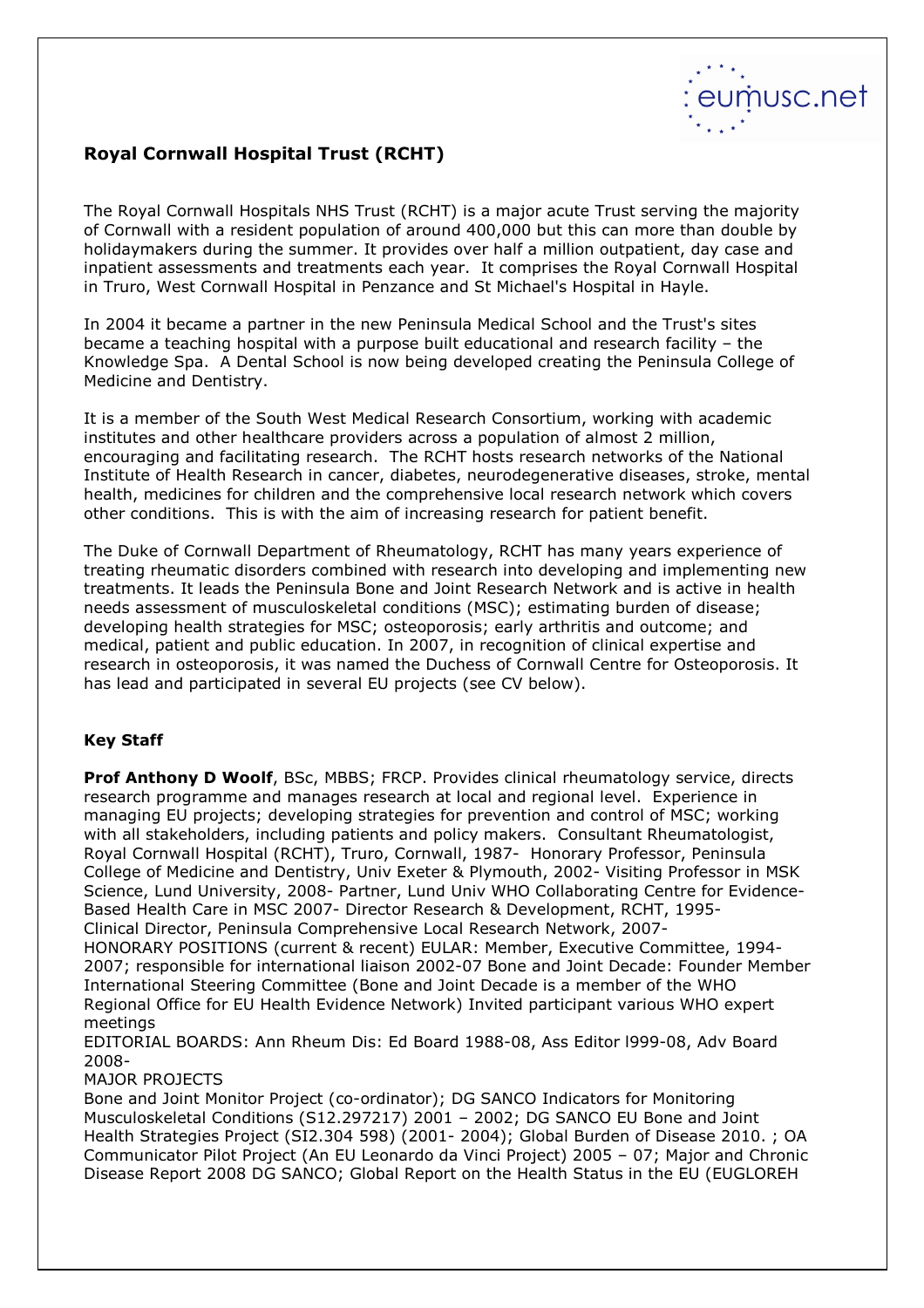## Royal Cornwall Hospital Trust (RCHT)

The Royal Cornwall Hospitals NHS Trust (RCHT) is a major acute Trust serving the majority of Cornwall with a resident population of around 400,000 but this can more than double by holidaymakers during the summer. It provides over half a million outpatient, day case and inpatient assessments and treatments each year. It comprises the Royal Cornwall Hospital in Truro, West Cornwall Hospital in Penzance and St Michael's Hospital in Hayle.

In 2004 it became a partner in the new Peninsula Medical School and the Trust's sites became a teaching hospital with a purpose built educational and research facility – the Knowledge Spa. A Dental School is now being developed creating the Peninsula College of Medicine and Dentistry.

It is a member of the South West Medical Research Consortium, working with academic institutes and other healthcare providers across a population of almost 2 million, encouraging and facilitating research. The RCHT hosts research networks of the National Institute of Health Research in cancer, diabetes, neurodegenerative diseases, stroke, mental health, medicines for children and the comprehensive local research network which covers other conditions. This is with the aim of increasing research for patient benefit.

The Duke of Cornwall Department of Rheumatology, RCHT has many years experience of treating rheumatic disorders combined with research into developing and implementing new treatments. It leads the Peninsula Bone and Joint Research Network and is active in health needs assessment of musculoskeletal conditions (MSC); estimating burden of disease; developing health strategies for MSC; osteoporosis; early arthritis and outcome; and medical, patient and public education. In 2007, in recognition of clinical expertise and research in osteoporosis, it was named the Duchess of Cornwall Centre for Osteoporosis. It has lead and participated in several EU projects (see CV below).

### Key Staff

**Prof Anthony D Woolf**, BSc, MBBS; FRCP. Provides clinical rheumatology service, directs research programme and manages research at local and regional level. Experience in managing EU projects; developing strategies for prevention and control of MSC; working with all stakeholders, including patients and policy makers. Consultant Rheumatologist, Royal Cornwall Hospital (RCHT), Truro, Cornwall, 1987- Honorary Professor, Peninsula College of Medicine and Dentistry, Univ Exeter & Plymouth, 2002- Visiting Professor in MSK Science, Lund University, 2008- Partner, Lund Univ WHO Collaborating Centre for Evidence-Based Health Care in MSC 2007- Director Research & Development, RCHT, 1995- Clinical Director, Peninsula Comprehensive Local Research Network, 2007-
HONORARY POSITIONS (current & recent) EULAR: Member, Executive Committee, 1994-2007; responsible for international liaison 2002-07 Bone and Joint Decade: Founder Member International Steering Committee (Bone and Joint Decade is a member of the WHO Regional Office for EU Health Evidence Network) Invited participant various WHO expert meetings
EDITORIAL BOARDS: Ann Rheum Dis: Ed Board 1988-08, Ass Editor l999-08, Adv Board 2008-
MAJOR PROJECTS
Bone and Joint Monitor Project (co-ordinator); DG SANCO Indicators for Monitoring Musculoskeletal Conditions (S12.297217) 2001 – 2002; DG SANCO EU Bone and Joint Health Strategies Project (SI2.304 598) (2001- 2004); Global Burden of Disease 2010. ; OA Communicator Pilot Project (An EU Leonardo da Vinci Project) 2005 – 07; Major and Chronic Disease Report 2008 DG SANCO; Global Report on the Health Status in the EU (EUGLOREH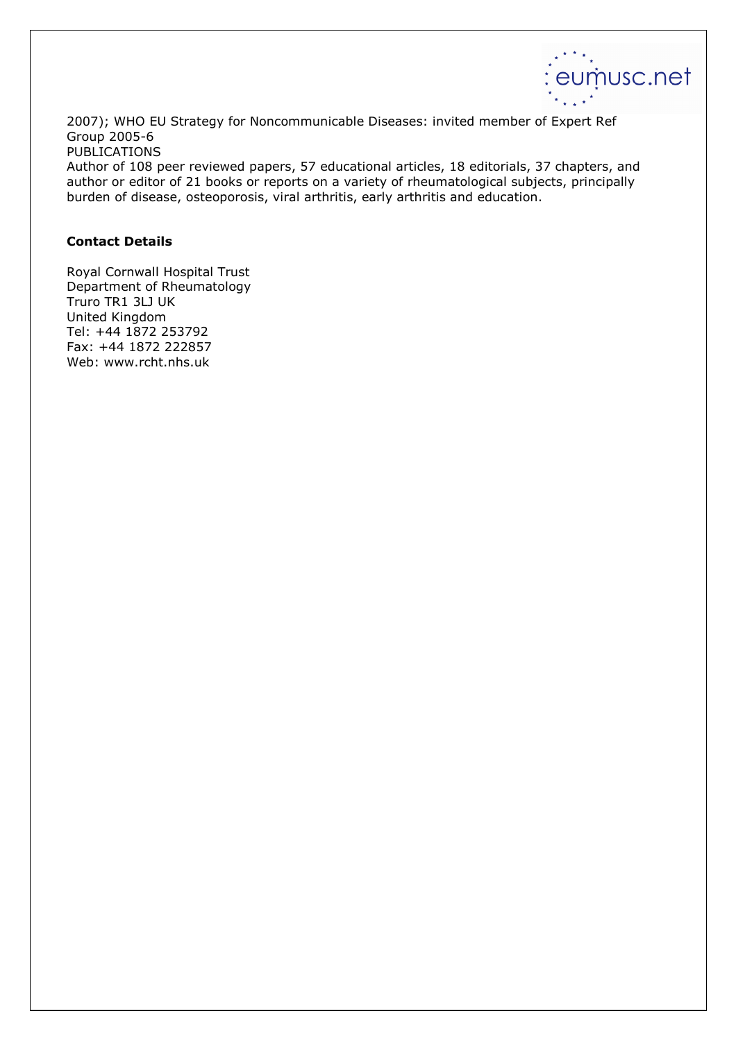2007); WHO EU Strategy for Noncommunicable Diseases: invited member of Expert Ref Group 2005-6

PUBLICATIONS

Author of 108 peer reviewed papers, 57 educational articles, 18 editorials, 37 chapters, and author or editor of 21 books or reports on a variety of rheumatological subjects, principally burden of disease, osteoporosis, viral arthritis, early arthritis and education.

**Contact Details**

Royal Cornwall Hospital Trust
Department of Rheumatology
Truro TR1 3LJ UK
United Kingdom
Tel: +44 1872 253792
Fax: +44 1872 222857
Web: www.rcht.nhs.uk